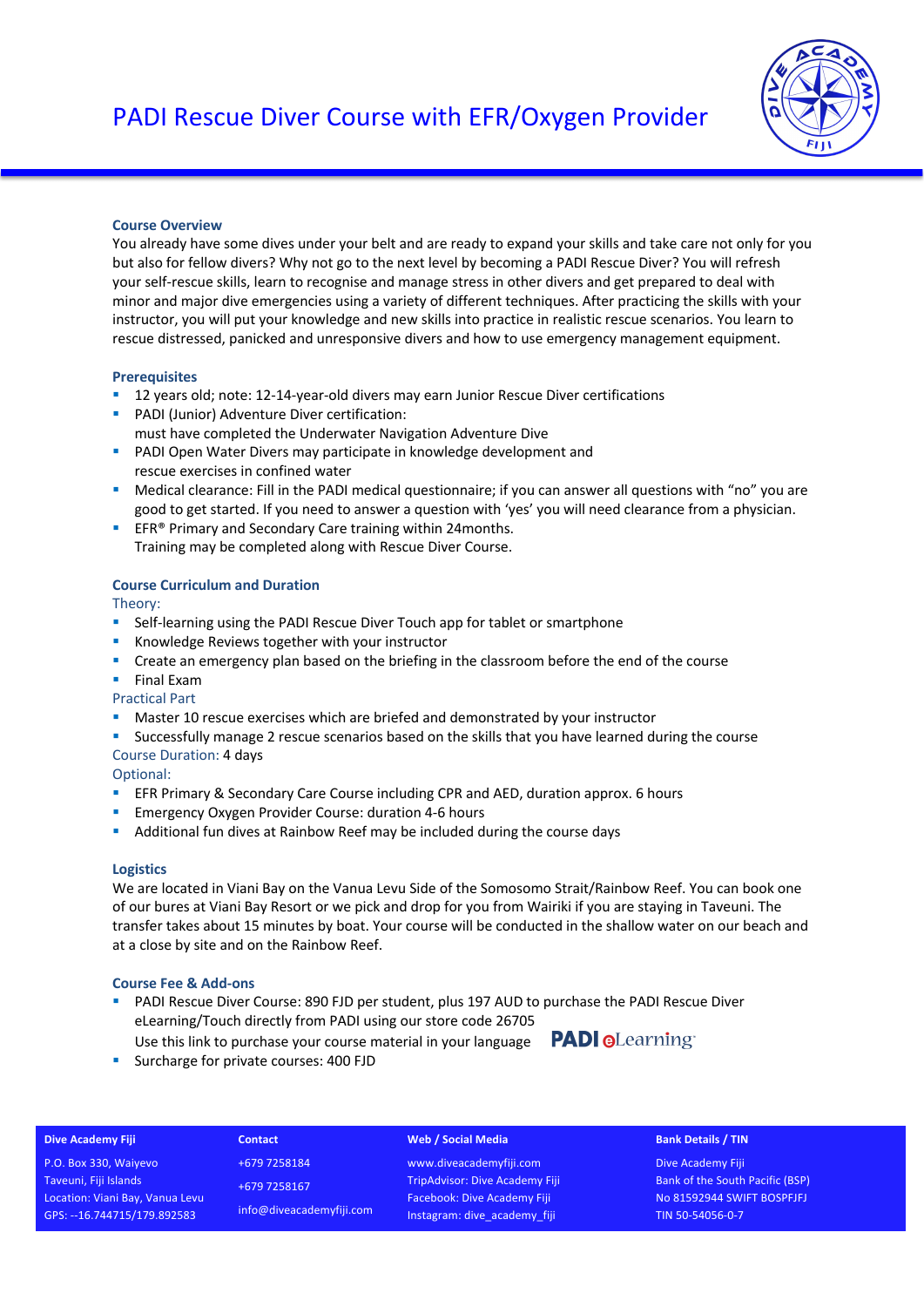# PADI Rescue Diver Course with EFR/Oxygen Provider

## Course Overview

You already have some dives under your belt and are ready to expand your skills and take care not only for you but also for fellow divers? Why not go to the next level by becoming a PADI Rescue Diver? You will refresh your self-rescue skills, learn to recognise and manage stress in other divers and get prepared to deal with minor and major dive emergencies using a variety of different techniques. After practicing the skills with your instructor, you will put your knowledge and new skills into practice in realistic rescue scenarios. You learn to rescue distressed, panicked and unresponsive divers and how to use emergency management equipment.

## Prerequisites

- 12 years old; note: 12-14-year-old divers may earn Junior Rescue Diver certifications
- PADI (Junior) Adventure Diver certification:
  must have completed the Underwater Navigation Adventure Dive
- PADI Open Water Divers may participate in knowledge development and
  rescue exercises in confined water
- Medical clearance: Fill in the PADI medical questionnaire; if you can answer all questions with "no" you are good to get started. If you need to answer a question with 'yes' you will need clearance from a physician.
- EFR® Primary and Secondary Care training within 24months.
  Training may be completed along with Rescue Diver Course.

## Course Curriculum and Duration

### Theory:

- Self-learning using the PADI Rescue Diver Touch app for tablet or smartphone
- Knowledge Reviews together with your instructor
- Create an emergency plan based on the briefing in the classroom before the end of the course
- Final Exam

### Practical Part

- Master 10 rescue exercises which are briefed and demonstrated by your instructor
- Successfully manage 2 rescue scenarios based on the skills that you have learned during the course

Course Duration: 4 days

### Optional:

- EFR Primary & Secondary Care Course including CPR and AED, duration approx. 6 hours
- Emergency Oxygen Provider Course: duration 4-6 hours
- Additional fun dives at Rainbow Reef may be included during the course days

## Logistics

We are located in Viani Bay on the Vanua Levu Side of the Somosomo Strait/Rainbow Reef. You can book one of our bures at Viani Bay Resort or we pick and drop for you from Wairiki if you are staying in Taveuni. The transfer takes about 15 minutes by boat. Your course will be conducted in the shallow water on our beach and at a close by site and on the Rainbow Reef.

## Course Fee & Add-ons

- PADI Rescue Diver Course: 890 FJD per student, plus 197 AUD to purchase the PADI Rescue Diver eLearning/Touch directly from PADI using our store code 26705
  Use this link to purchase your course material in your language **PADI eLearning**
- Surcharge for private courses: 400 FJD

| Dive Academy Fiji | Contact | Web / Social Media | Bank Details / TIN |
|---|---|---|---|
| P.O. Box 330, Waiyevo | +679 7258184 | www.diveacademyfiji.com | Dive Academy Fiji |
| Taveuni, Fiji Islands | +679 7258167 | TripAdvisor: Dive Academy Fiji | Bank of the South Pacific (BSP) |
| Location: Viani Bay, Vanua Levu | info@diveacademyfiji.com | Facebook: Dive Academy Fiji | No 81592944 SWIFT BOSPFJFJ |
| GPS: --16.744715/179.892583 | | Instagram: dive_academy_fiji | TIN 50-54056-0-7 |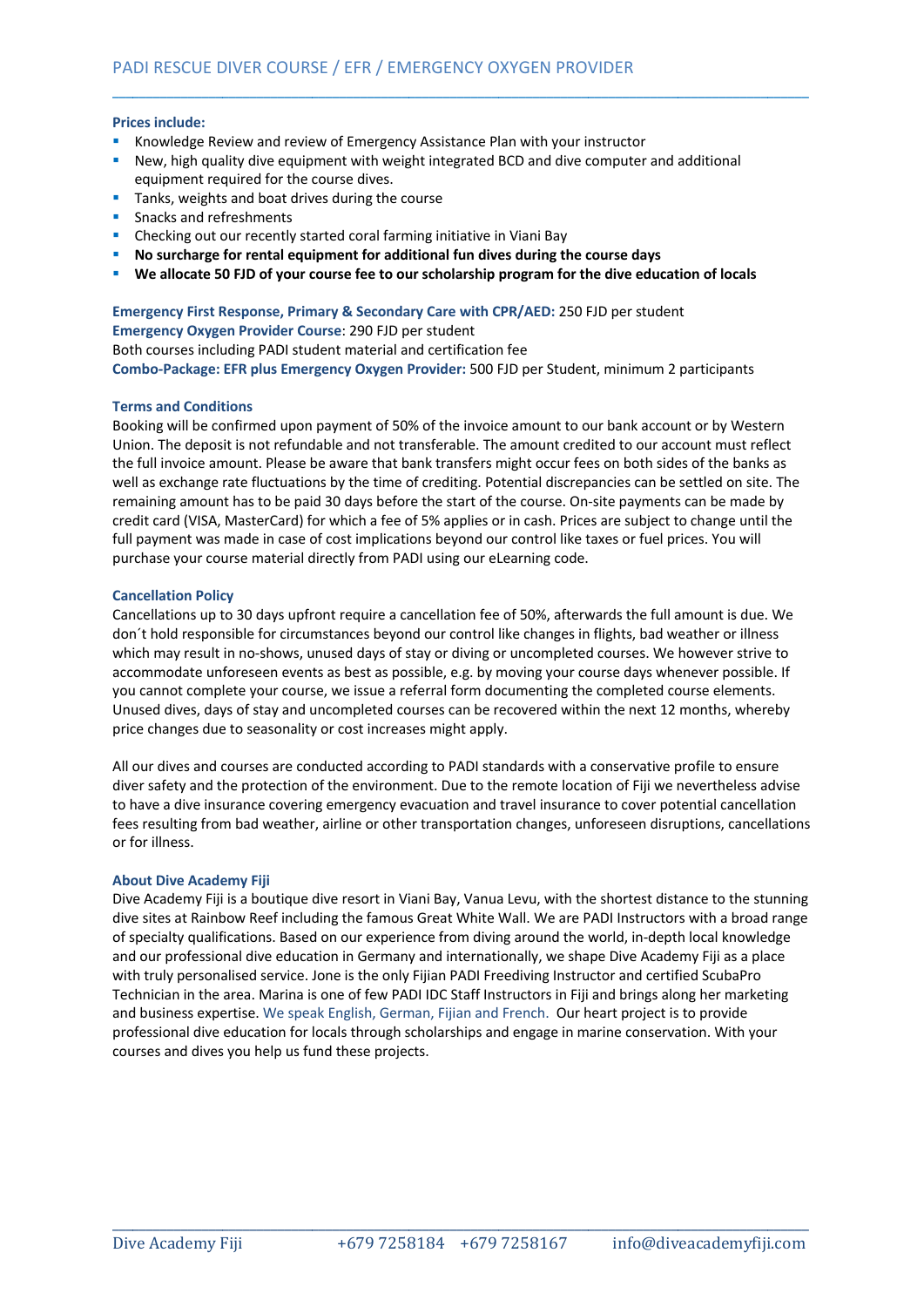## PADI RESCUE DIVER COURSE / EFR / EMERGENCY OXYGEN PROVIDER

**Prices include:**

- Knowledge Review and review of Emergency Assistance Plan with your instructor
- New, high quality dive equipment with weight integrated BCD and dive computer and additional equipment required for the course dives.
- Tanks, weights and boat drives during the course
- Snacks and refreshments
- Checking out our recently started coral farming initiative in Viani Bay
- **No surcharge for rental equipment for additional fun dives during the course days**
- **We allocate 50 FJD of your course fee to our scholarship program for the dive education of locals**

**Emergency First Response, Primary & Secondary Care with CPR/AED:** 250 FJD per student
**Emergency Oxygen Provider Course**: 290 FJD per student
Both courses including PADI student material and certification fee
**Combo-Package: EFR plus Emergency Oxygen Provider:** 500 FJD per Student, minimum 2 participants

### Terms and Conditions

Booking will be confirmed upon payment of 50% of the invoice amount to our bank account or by Western Union. The deposit is not refundable and not transferable. The amount credited to our account must reflect the full invoice amount. Please be aware that bank transfers might occur fees on both sides of the banks as well as exchange rate fluctuations by the time of crediting. Potential discrepancies can be settled on site. The remaining amount has to be paid 30 days before the start of the course. On-site payments can be made by credit card (VISA, MasterCard) for which a fee of 5% applies or in cash. Prices are subject to change until the full payment was made in case of cost implications beyond our control like taxes or fuel prices. You will purchase your course material directly from PADI using our eLearning code.

### Cancellation Policy

Cancellations up to 30 days upfront require a cancellation fee of 50%, afterwards the full amount is due. We don´t hold responsible for circumstances beyond our control like changes in flights, bad weather or illness which may result in no-shows, unused days of stay or diving or uncompleted courses. We however strive to accommodate unforeseen events as best as possible, e.g. by moving your course days whenever possible. If you cannot complete your course, we issue a referral form documenting the completed course elements. Unused dives, days of stay and uncompleted courses can be recovered within the next 12 months, whereby price changes due to seasonality or cost increases might apply.

All our dives and courses are conducted according to PADI standards with a conservative profile to ensure diver safety and the protection of the environment. Due to the remote location of Fiji we nevertheless advise to have a dive insurance covering emergency evacuation and travel insurance to cover potential cancellation fees resulting from bad weather, airline or other transportation changes, unforeseen disruptions, cancellations or for illness.

### About Dive Academy Fiji

Dive Academy Fiji is a boutique dive resort in Viani Bay, Vanua Levu, with the shortest distance to the stunning dive sites at Rainbow Reef including the famous Great White Wall. We are PADI Instructors with a broad range of specialty qualifications. Based on our experience from diving around the world, in-depth local knowledge and our professional dive education in Germany and internationally, we shape Dive Academy Fiji as a place with truly personalised service. Jone is the only Fijian PADI Freediving Instructor and certified ScubaPro Technician in the area. Marina is one of few PADI IDC Staff Instructors in Fiji and brings along her marketing and business expertise. We speak English, German, Fijian and French. Our heart project is to provide professional dive education for locals through scholarships and engage in marine conservation. With your courses and dives you help us fund these projects.

Dive Academy Fiji +679 7258184 +679 7258167 info@diveacademyfiji.com